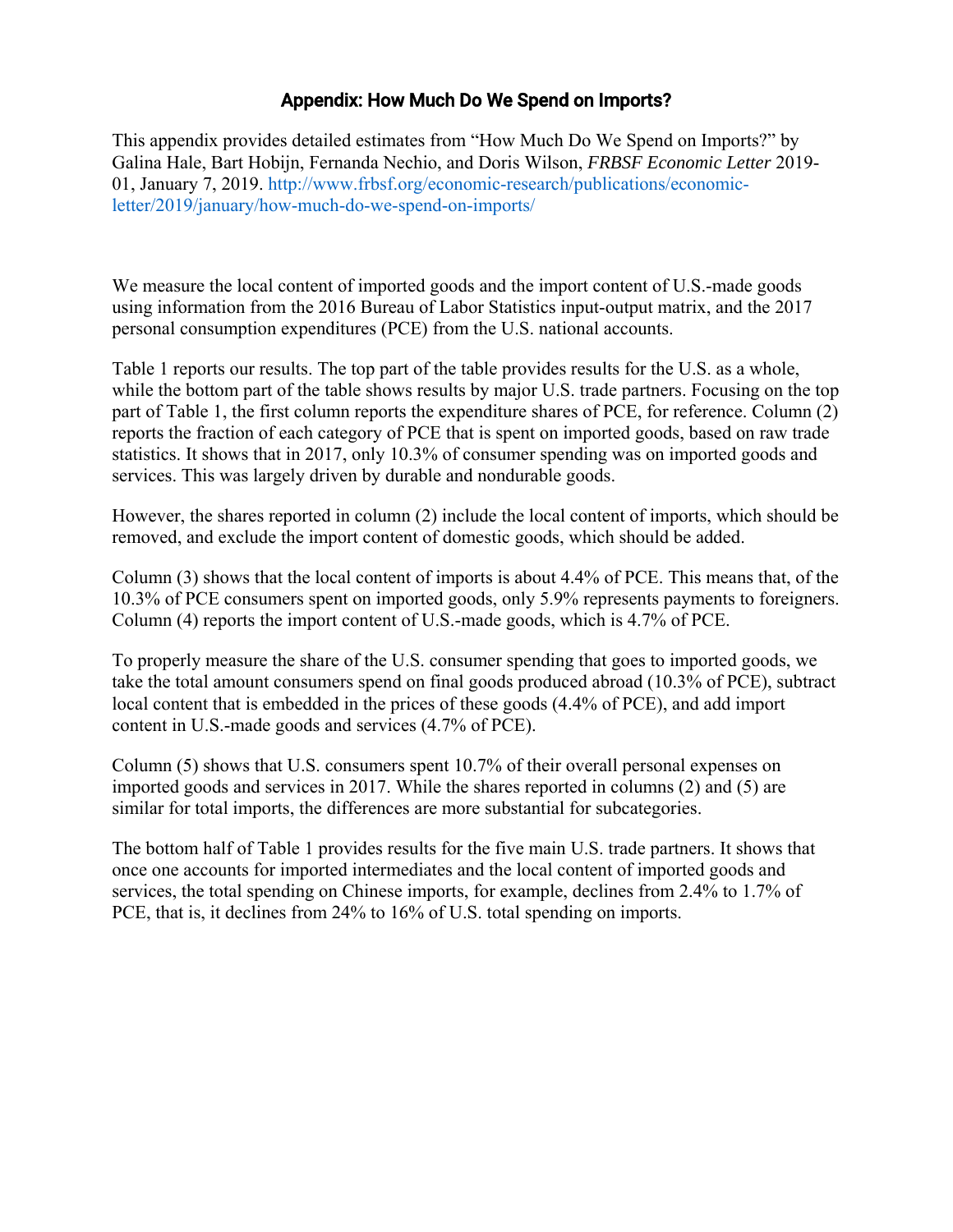# Appendix: How Much Do We Spend on Imports?

This appendix provides detailed estimates from "How Much Do We Spend on Imports?" by Galina Hale, Bart Hobijn, Fernanda Nechio, and Doris Wilson, *FRBSF Economic Letter* 2019-01, January 7, 2019. http://www.frbsf.org/economic-research/publications/economic-letter/2019/january/how-much-do-we-spend-on-imports/

We measure the local content of imported goods and the import content of U.S.-made goods using information from the 2016 Bureau of Labor Statistics input-output matrix, and the 2017 personal consumption expenditures (PCE) from the U.S. national accounts.

Table 1 reports our results. The top part of the table provides results for the U.S. as a whole, while the bottom part of the table shows results by major U.S. trade partners. Focusing on the top part of Table 1, the first column reports the expenditure shares of PCE, for reference. Column (2) reports the fraction of each category of PCE that is spent on imported goods, based on raw trade statistics. It shows that in 2017, only 10.3% of consumer spending was on imported goods and services. This was largely driven by durable and nondurable goods.

However, the shares reported in column (2) include the local content of imports, which should be removed, and exclude the import content of domestic goods, which should be added.

Column (3) shows that the local content of imports is about 4.4% of PCE. This means that, of the 10.3% of PCE consumers spent on imported goods, only 5.9% represents payments to foreigners. Column (4) reports the import content of U.S.-made goods, which is 4.7% of PCE.

To properly measure the share of the U.S. consumer spending that goes to imported goods, we take the total amount consumers spend on final goods produced abroad (10.3% of PCE), subtract local content that is embedded in the prices of these goods (4.4% of PCE), and add import content in U.S.-made goods and services (4.7% of PCE).

Column (5) shows that U.S. consumers spent 10.7% of their overall personal expenses on imported goods and services in 2017. While the shares reported in columns (2) and (5) are similar for total imports, the differences are more substantial for subcategories.

The bottom half of Table 1 provides results for the five main U.S. trade partners. It shows that once one accounts for imported intermediates and the local content of imported goods and services, the total spending on Chinese imports, for example, declines from 2.4% to 1.7% of PCE, that is, it declines from 24% to 16% of U.S. total spending on imports.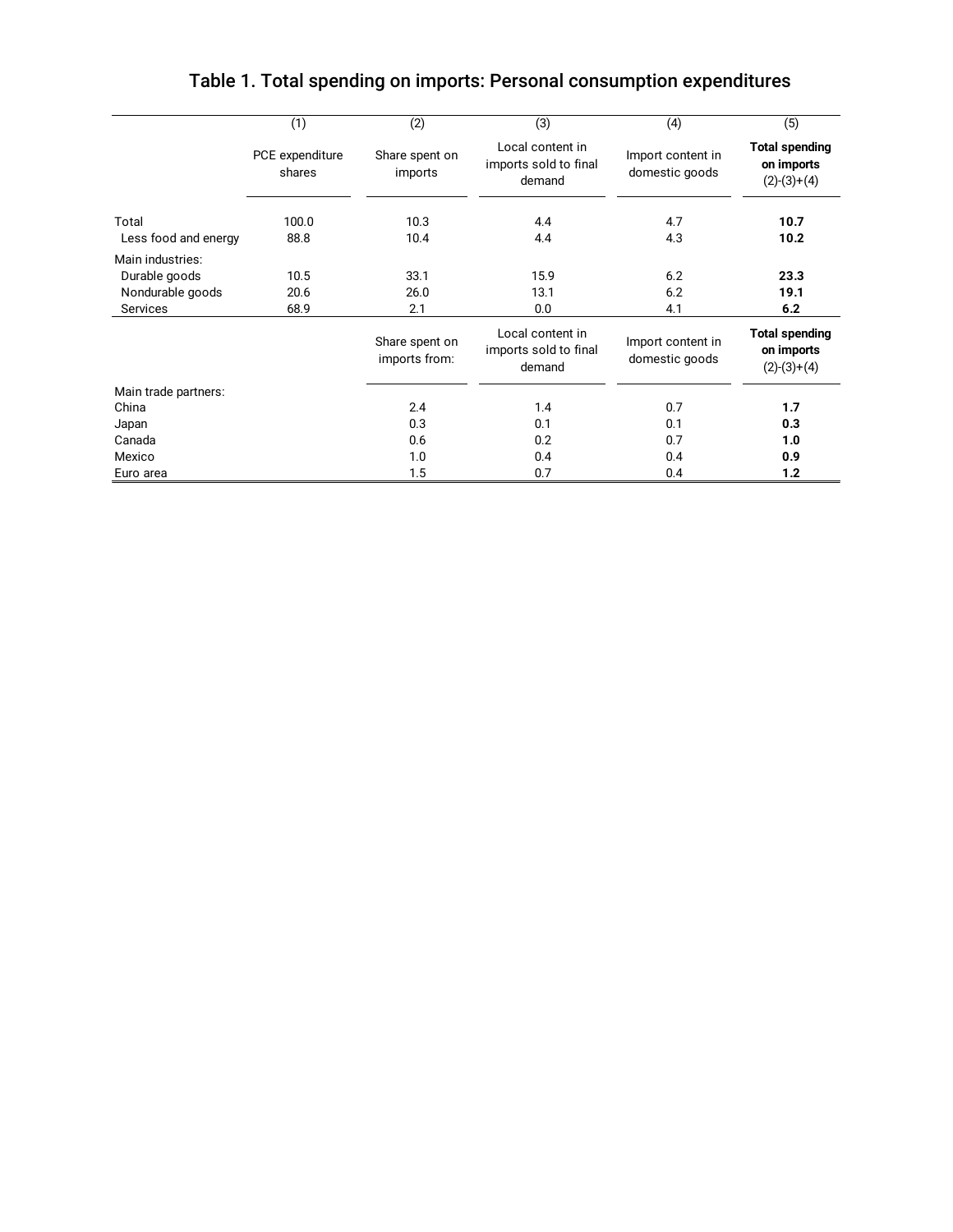# Table 1. Total spending on imports: Personal consumption expenditures

| | (1) | (2) | (3) | (4) | (5) |
|---|---|---|---|---|---|
| | PCE expenditure shares | Share spent on imports | Local content in imports sold to final demand | Import content in domestic goods | **Total spending on imports** (2)-(3)+(4) |
| Total | 100.0 | 10.3 | 4.4 | 4.7 | **10.7** |
| Less food and energy | 88.8 | 10.4 | 4.4 | 4.3 | **10.2** |
| Main industries: | | | | | |
| Durable goods | 10.5 | 33.1 | 15.9 | 6.2 | **23.3** |
| Nondurable goods | 20.6 | 26.0 | 13.1 | 6.2 | **19.1** |
| Services | 68.9 | 2.1 | 0.0 | 4.1 | **6.2** |
| | | Share spent on imports from: | Local content in imports sold to final demand | Import content in domestic goods | **Total spending on imports** (2)-(3)+(4) |
| Main trade partners: | | | | | |
| China | | 2.4 | 1.4 | 0.7 | **1.7** |
| Japan | | 0.3 | 0.1 | 0.1 | **0.3** |
| Canada | | 0.6 | 0.2 | 0.7 | **1.0** |
| Mexico | | 1.0 | 0.4 | 0.4 | **0.9** |
| Euro area | | 1.5 | 0.7 | 0.4 | **1.2** |